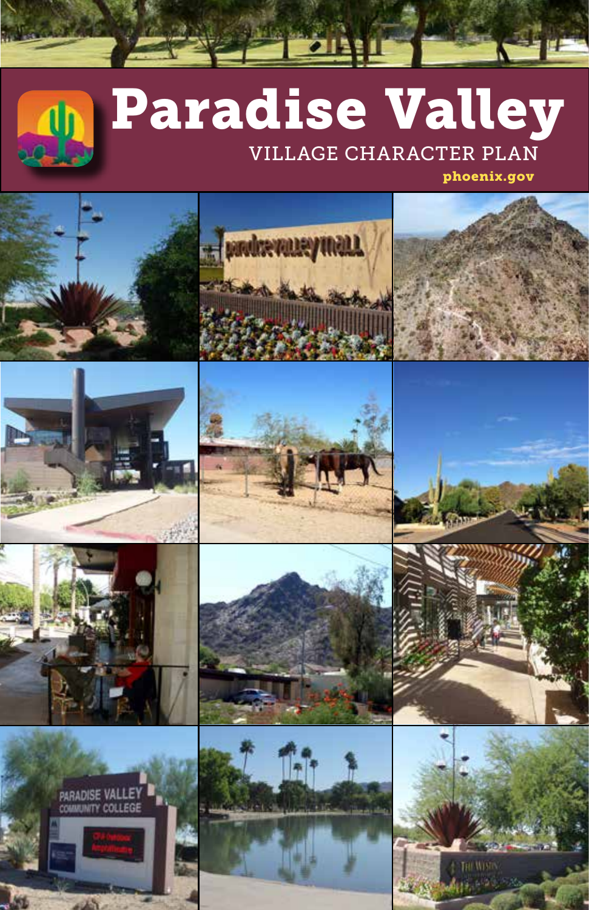# Paradise Valley

VILLAGE CHARACTER PLAN

**phoenix.gov**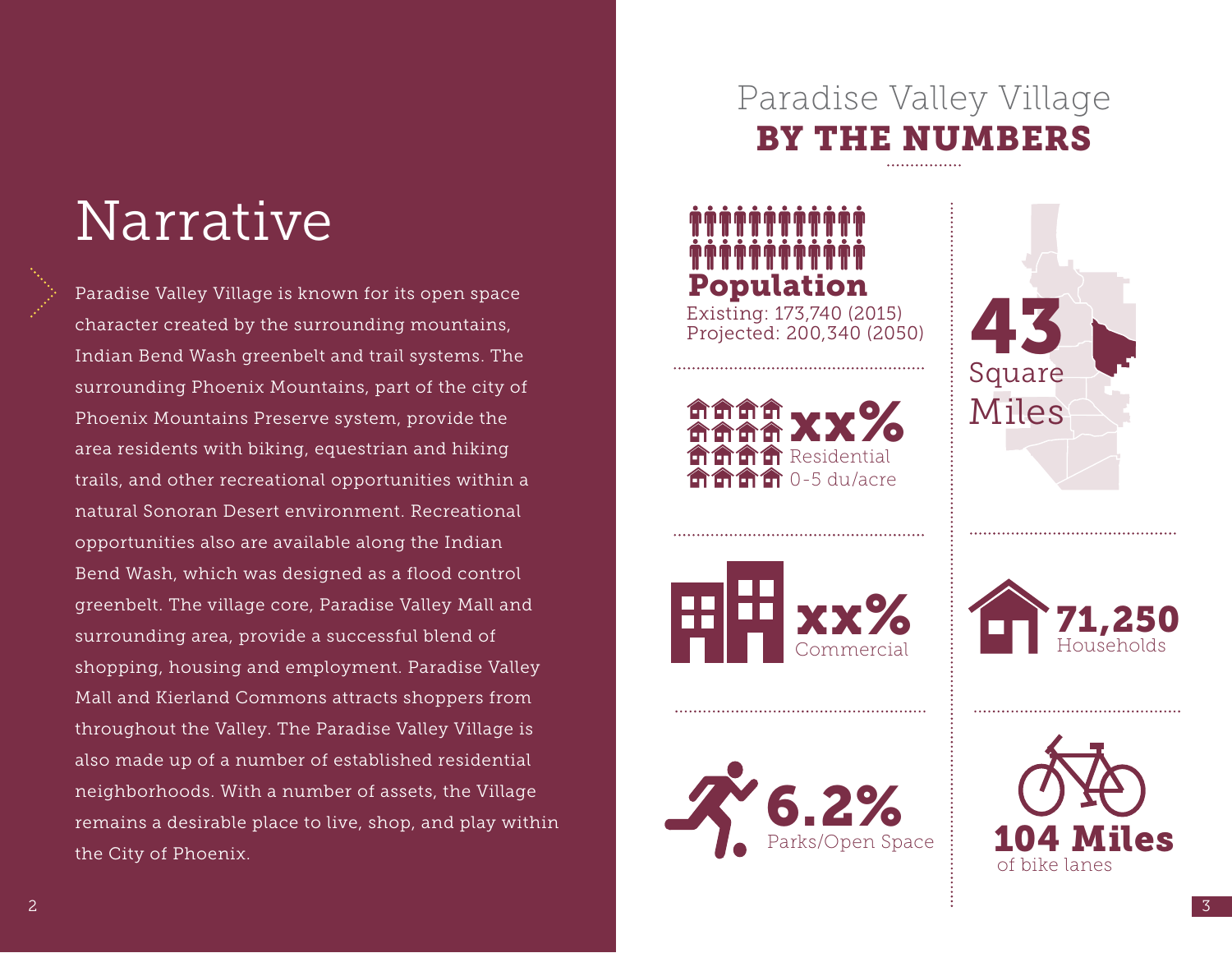# Narrative

Paradise Valley Village is known for its open space character created by the surrounding mountains, Indian Bend Wash greenbelt and trail systems. The surrounding Phoenix Mountains, part of the city of Phoenix Mountains Preserve system, provide the area residents with biking, equestrian and hiking trails, and other recreational opportunities within a natural Sonoran Desert environment. Recreational opportunities also are available along the Indian Bend Wash, which was designed as a flood control greenbelt. The village core, Paradise Valley Mall and surrounding area, provide a successful blend of shopping, housing and employment. Paradise Valley Mall and Kierland Commons attracts shoppers from throughout the Valley. The Paradise Valley Village is also made up of a number of established residential neighborhoods. With a number of assets, the Village remains a desirable place to live, shop, and play within the City of Phoenix.

## Paradise Valley Village **BY THE NUMBERS**

**Population**
Existing: 173,740 (2015)
Projected: 200,340 (2050)

**43** Square Miles

**xx%** Residential 0-5 du/acre

**xx%** Commercial

**71,250** Households

**6.2%** Parks/Open Space

**104 Miles** of bike lanes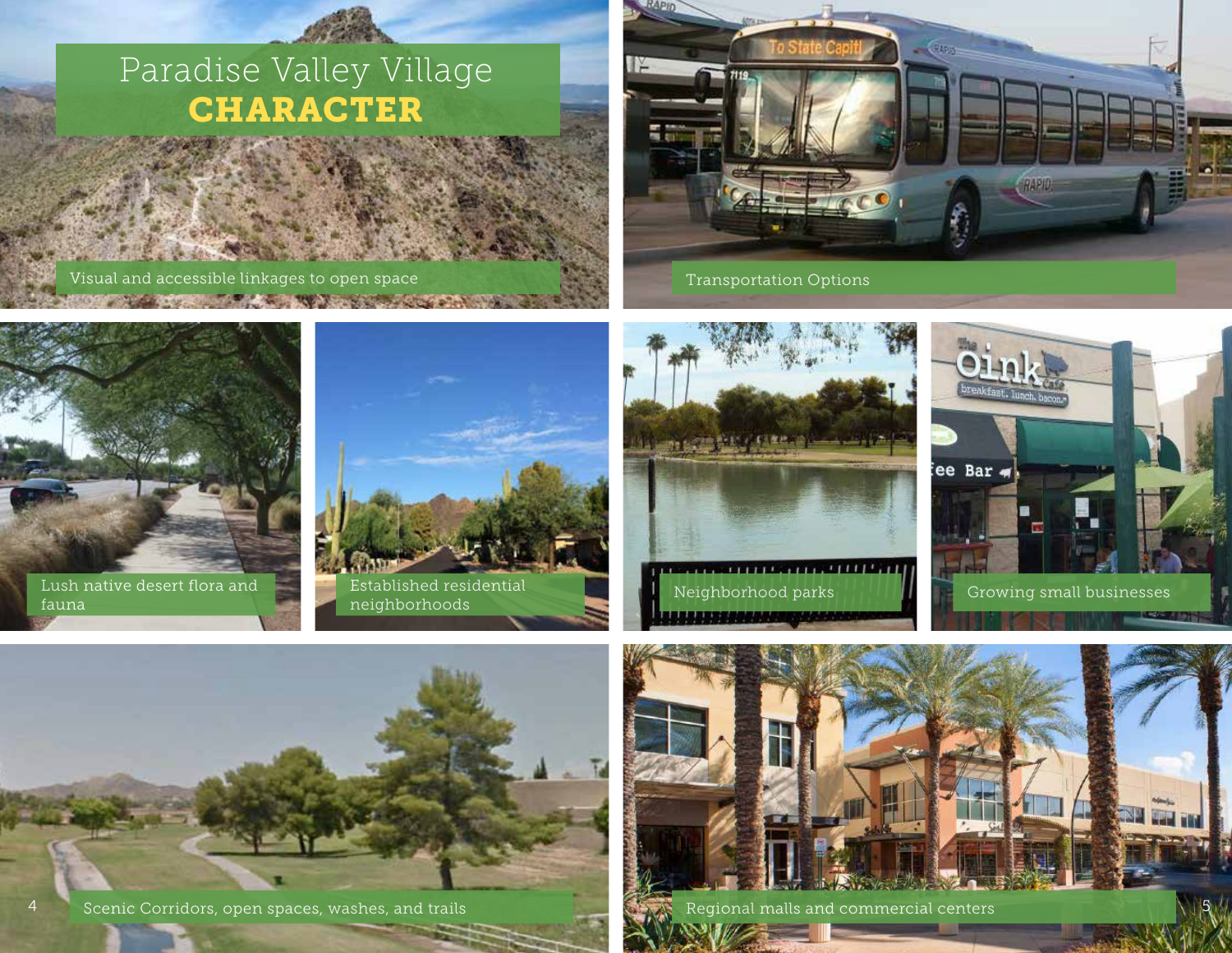# Paradise Valley Village
# CHARACTER

Visual and accessible linkages to open space

Transportation Options

Lush native desert flora and fauna

Established residential neighborhoods

Neighborhood parks

Growing small businesses

Scenic Corridors, open spaces, washes, and trails

Regional malls and commercial centers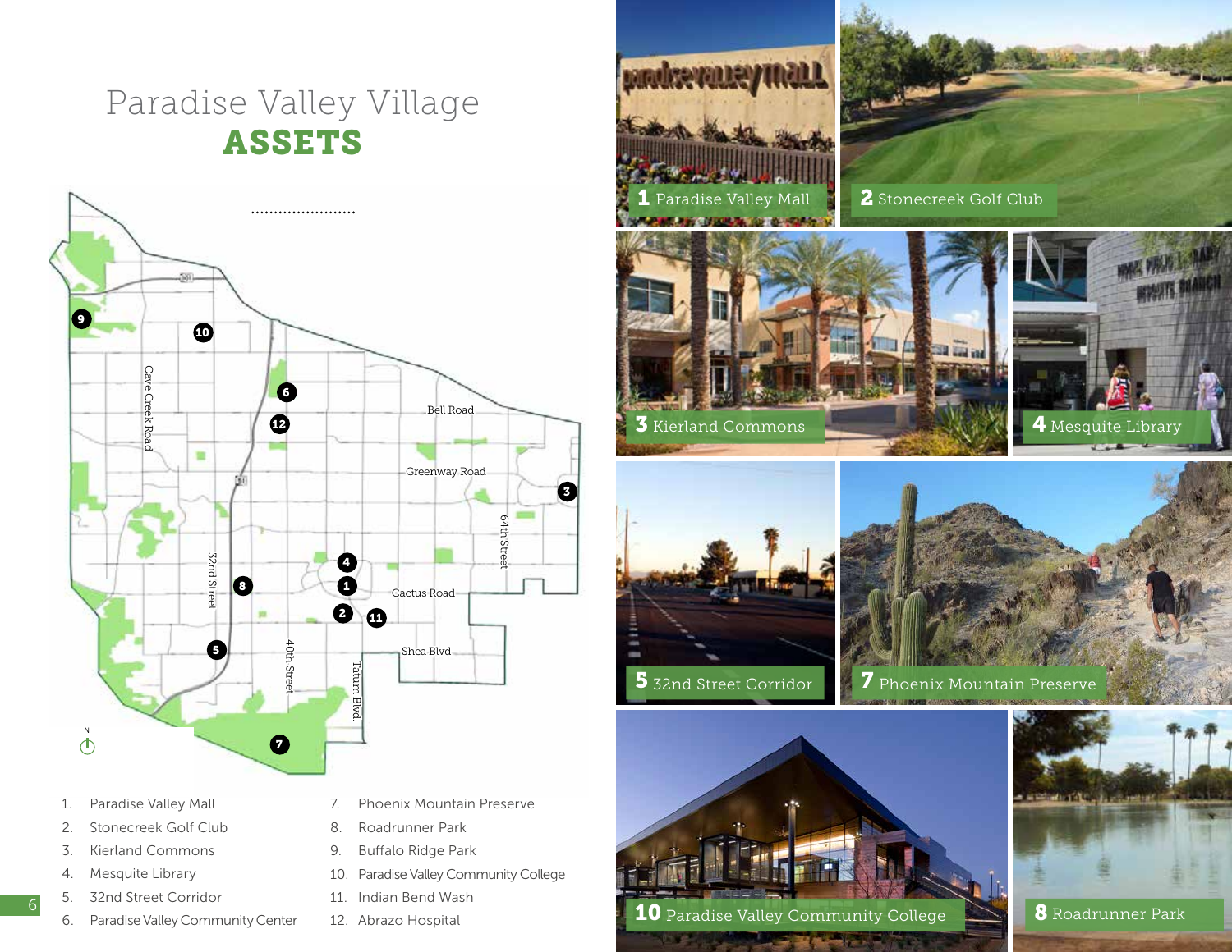# Paradise Valley Village
## ASSETS

1. Paradise Valley Mall
2. Stonecreek Golf Club
3. Kierland Commons
4. Mesquite Library
5. 32nd Street Corridor
6. Paradise Valley Community Center
7. Phoenix Mountain Preserve
8. Roadrunner Park
9. Buffalo Ridge Park
10. Paradise Valley Community College
11. Indian Bend Wash
12. Abrazo Hospital

1 Paradise Valley Mall

2 Stonecreek Golf Club

3 Kierland Commons

4 Mesquite Library

5 32nd Street Corridor

7 Phoenix Mountain Preserve

10 Paradise Valley Community College

8 Roadrunner Park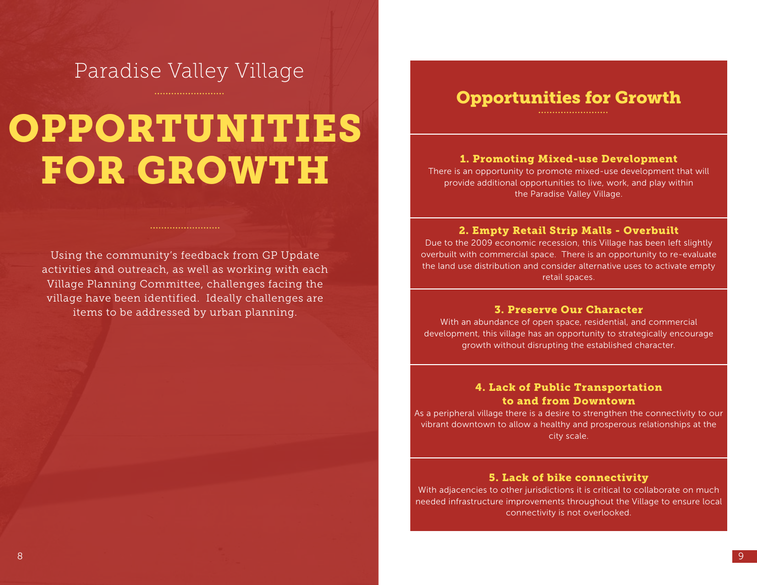Paradise Valley Village

# OPPORTUNITIES FOR GROWTH

Using the community's feedback from GP Update activities and outreach, as well as working with each Village Planning Committee, challenges facing the village have been identified. Ideally challenges are items to be addressed by urban planning.

## Opportunities for Growth

### 1. Promoting Mixed-use Development

There is an opportunity to promote mixed-use development that will provide additional opportunities to live, work, and play within the Paradise Valley Village.

### 2. Empty Retail Strip Malls - Overbuilt

Due to the 2009 economic recession, this Village has been left slightly overbuilt with commercial space. There is an opportunity to re-evaluate the land use distribution and consider alternative uses to activate empty retail spaces.

### 3. Preserve Our Character

With an abundance of open space, residential, and commercial development, this village has an opportunity to strategically encourage growth without disrupting the established character.

### 4. Lack of Public Transportation to and from Downtown

As a peripheral village there is a desire to strengthen the connectivity to our vibrant downtown to allow a healthy and prosperous relationships at the city scale.

### 5. Lack of bike connectivity

With adjacencies to other jurisdictions it is critical to collaborate on much needed infrastructure improvements throughout the Village to ensure local connectivity is not overlooked.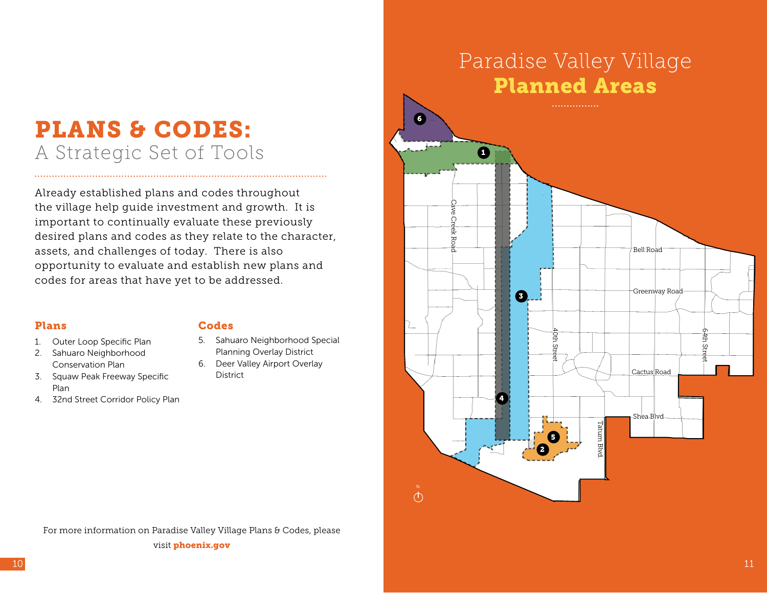# PLANS & CODES:

## A Strategic Set of Tools

Already established plans and codes throughout the village help guide investment and growth. It is important to continually evaluate these previously desired plans and codes as they relate to the character, assets, and challenges of today. There is also opportunity to evaluate and establish new plans and codes for areas that have yet to be addressed.

### Plans

1. Outer Loop Specific Plan
2. Sahuaro Neighborhood Conservation Plan
3. Squaw Peak Freeway Specific Plan
4. 32nd Street Corridor Policy Plan

### Codes

5. Sahuaro Neighborhood Special Planning Overlay District
6. Deer Valley Airport Overlay District

For more information on Paradise Valley Village Plans & Codes, please visit **phoenix.gov**

# Paradise Valley Village **Planned Areas**

Bell Road

Greenway Road

Cactus Road

Shea Blvd

Cave Creek Road

40th Street

Tatum Blvd.

64th Street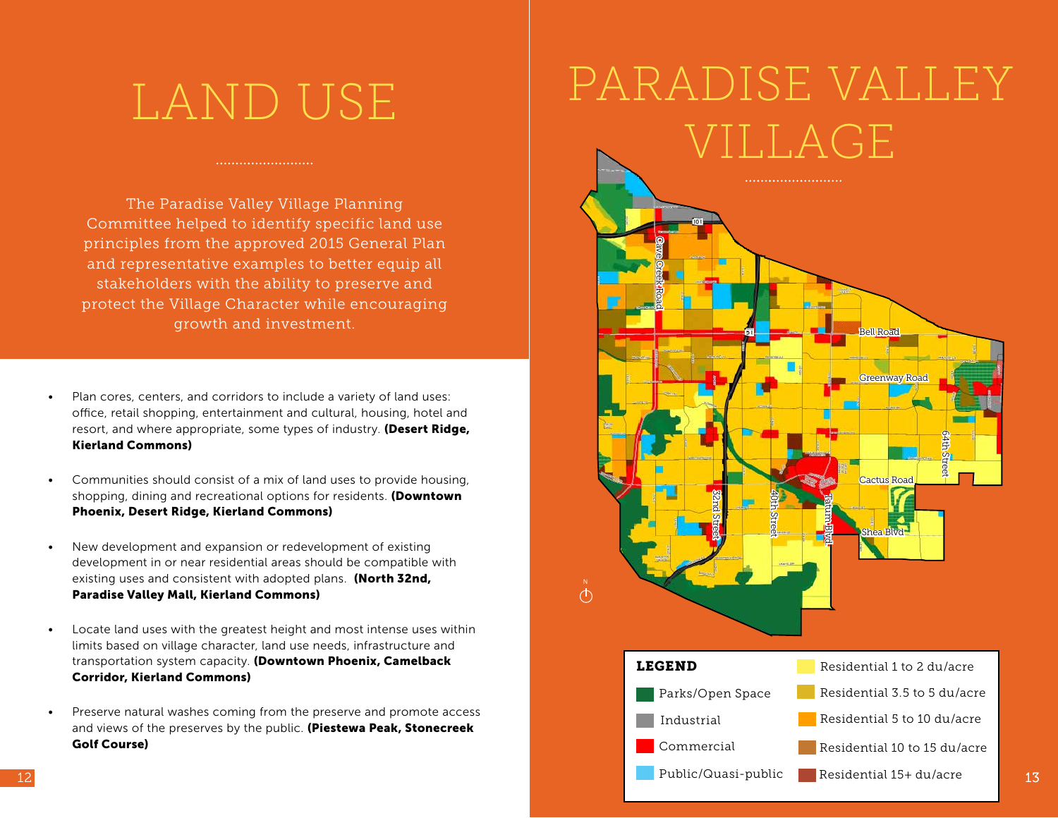# LAND USE

The Paradise Valley Village Planning Committee helped to identify specific land use principles from the approved 2015 General Plan and representative examples to better equip all stakeholders with the ability to preserve and protect the Village Character while encouraging growth and investment.

- Plan cores, centers, and corridors to include a variety of land uses: office, retail shopping, entertainment and cultural, housing, hotel and resort, and where appropriate, some types of industry. **(Desert Ridge, Kierland Commons)**
- Communities should consist of a mix of land uses to provide housing, shopping, dining and recreational options for residents. **(Downtown Phoenix, Desert Ridge, Kierland Commons)**
- New development and expansion or redevelopment of existing development in or near residential areas should be compatible with existing uses and consistent with adopted plans. **(North 32nd, Paradise Valley Mall, Kierland Commons)**
- Locate land uses with the greatest height and most intense uses within limits based on village character, land use needs, infrastructure and transportation system capacity. **(Downtown Phoenix, Camelback Corridor, Kierland Commons)**
- Preserve natural washes coming from the preserve and promote access and views of the preserves by the public. **(Piestewa Peak, Stonecreek Golf Course)**

# PARADISE VALLEY VILLAGE

**LEGEND**

| | |
|---|---|
| Parks/Open Space | Residential 1 to 2 du/acre |
| Industrial | Residential 3.5 to 5 du/acre |
| Commercial | Residential 5 to 10 du/acre |
| Public/Quasi-public | Residential 10 to 15 du/acre |
| | Residential 15+ du/acre |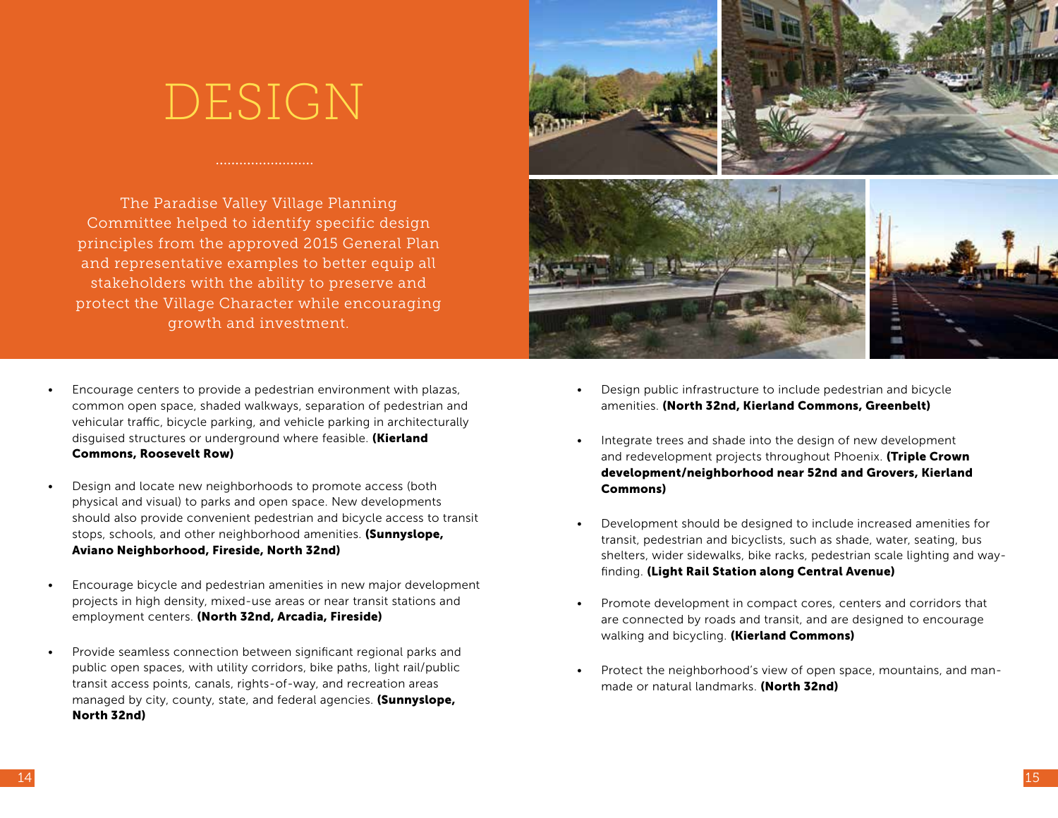# DESIGN

The Paradise Valley Village Planning Committee helped to identify specific design principles from the approved 2015 General Plan and representative examples to better equip all stakeholders with the ability to preserve and protect the Village Character while encouraging growth and investment.

- Encourage centers to provide a pedestrian environment with plazas, common open space, shaded walkways, separation of pedestrian and vehicular traffic, bicycle parking, and vehicle parking in architecturally disguised structures or underground where feasible. **(Kierland Commons, Roosevelt Row)**

- Design and locate new neighborhoods to promote access (both physical and visual) to parks and open space. New developments should also provide convenient pedestrian and bicycle access to transit stops, schools, and other neighborhood amenities. **(Sunnyslope, Aviano Neighborhood, Fireside, North 32nd)**

- Encourage bicycle and pedestrian amenities in new major development projects in high density, mixed-use areas or near transit stations and employment centers. **(North 32nd, Arcadia, Fireside)**

- Provide seamless connection between significant regional parks and public open spaces, with utility corridors, bike paths, light rail/public transit access points, canals, rights-of-way, and recreation areas managed by city, county, state, and federal agencies. **(Sunnyslope, North 32nd)**

- Design public infrastructure to include pedestrian and bicycle amenities. **(North 32nd, Kierland Commons, Greenbelt)**

- Integrate trees and shade into the design of new development and redevelopment projects throughout Phoenix. **(Triple Crown development/neighborhood near 52nd and Grovers, Kierland Commons)**

- Development should be designed to include increased amenities for transit, pedestrian and bicyclists, such as shade, water, seating, bus shelters, wider sidewalks, bike racks, pedestrian scale lighting and way-finding. **(Light Rail Station along Central Avenue)**

- Promote development in compact cores, centers and corridors that are connected by roads and transit, and are designed to encourage walking and bicycling. **(Kierland Commons)**

- Protect the neighborhood's view of open space, mountains, and man-made or natural landmarks. **(North 32nd)**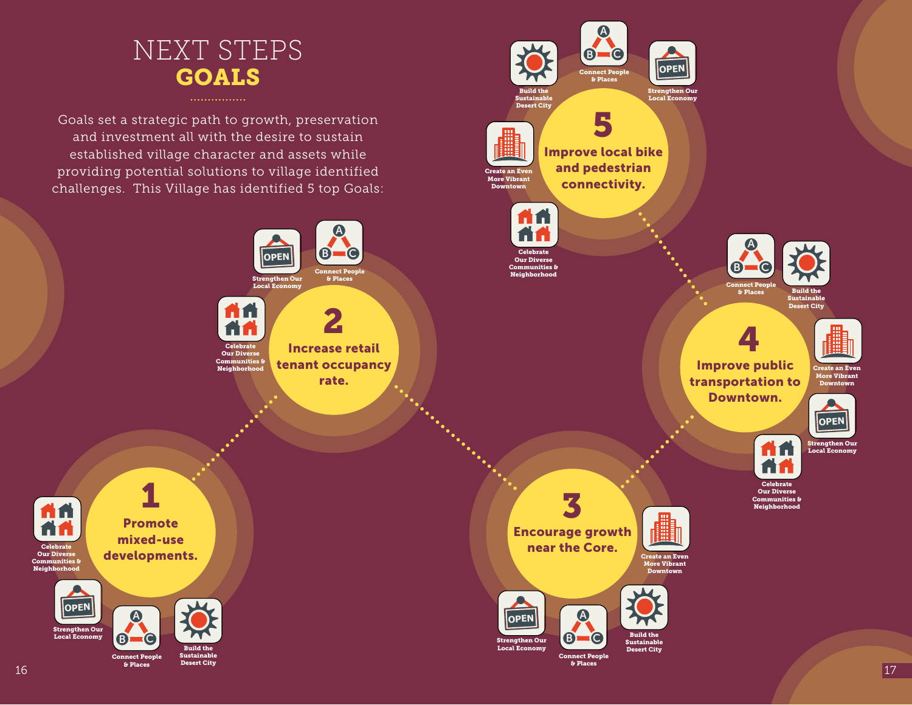# NEXT STEPS

## GOALS

Goals set a strategic path to growth, preservation and investment all with the desire to sustain established village character and assets while providing potential solutions to village identified challenges. This Village has identified 5 top Goals:

### 1 Promote mixed-use developments.

- Celebrate Our Diverse Communities & Neighborhood
- Strengthen Our Local Economy
- Connect People & Places
- Build the Sustainable Desert City

### 2 Increase retail tenant occupancy rate.

- Strengthen Our Local Economy
- Connect People & Places
- Celebrate Our Diverse Communities & Neighborhood

### 3 Encourage growth near the Core.

- Create an Even More Vibrant Downtown
- Strengthen Our Local Economy
- Connect People & Places
- Build the Sustainable Desert City

### 4 Improve public transportation to Downtown.

- Connect People & Places
- Build the Sustainable Desert City
- Create an Even More Vibrant Downtown
- Strengthen Our Local Economy
- Celebrate Our Diverse Communities & Neighborhood

### 5 Improve local bike and pedestrian connectivity.

- Build the Sustainable Desert City
- Connect People & Places
- Strengthen Our Local Economy
- Create an Even More Vibrant Downtown
- Celebrate Our Diverse Communities & Neighborhood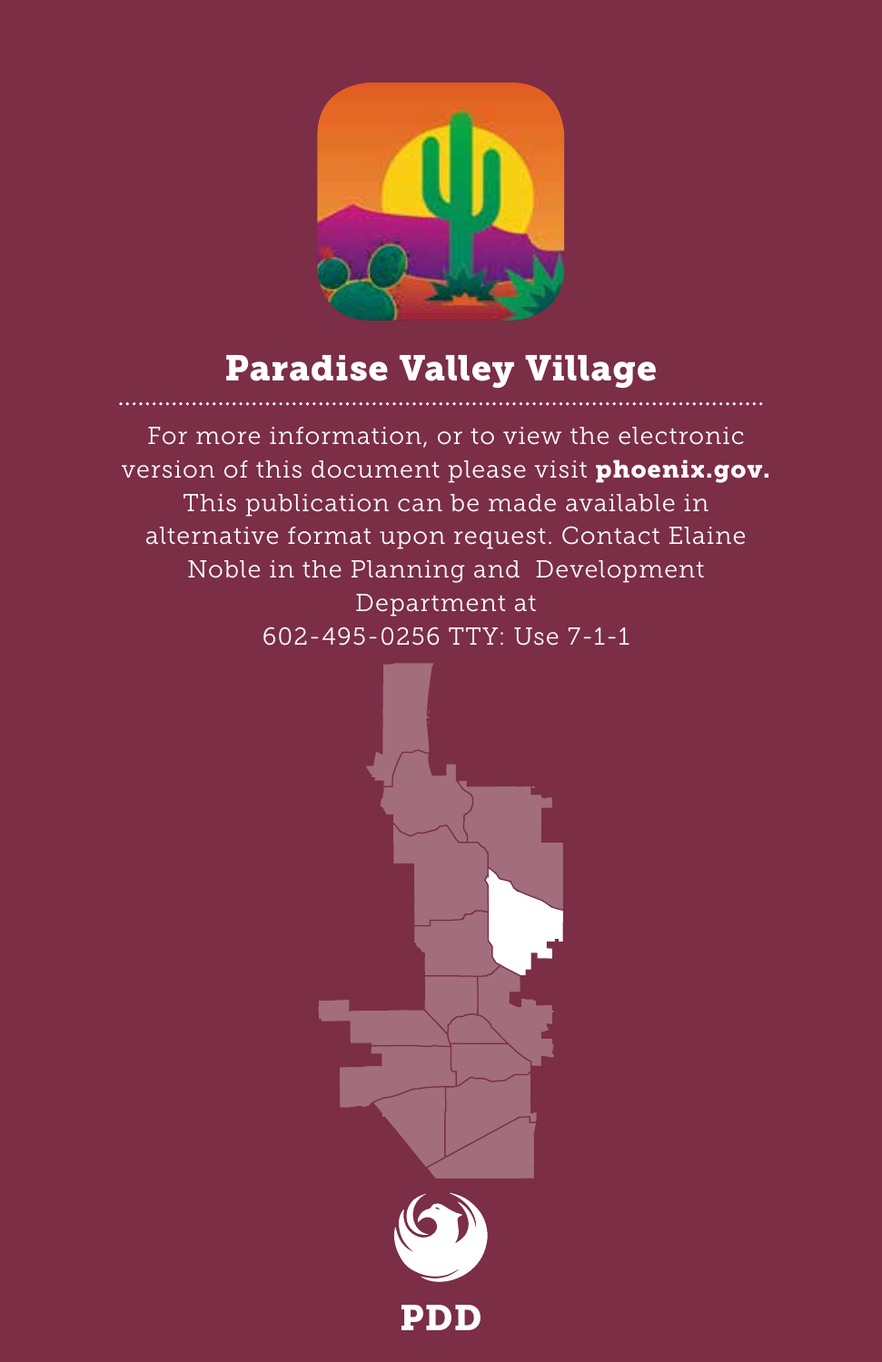# Paradise Valley Village

For more information, or to view the electronic version of this document please visit **phoenix.gov.** This publication can be made available in alternative format upon request. Contact Elaine Noble in the Planning and Development Department at 602-495-0256 TTY: Use 7-1-1

**PDD**